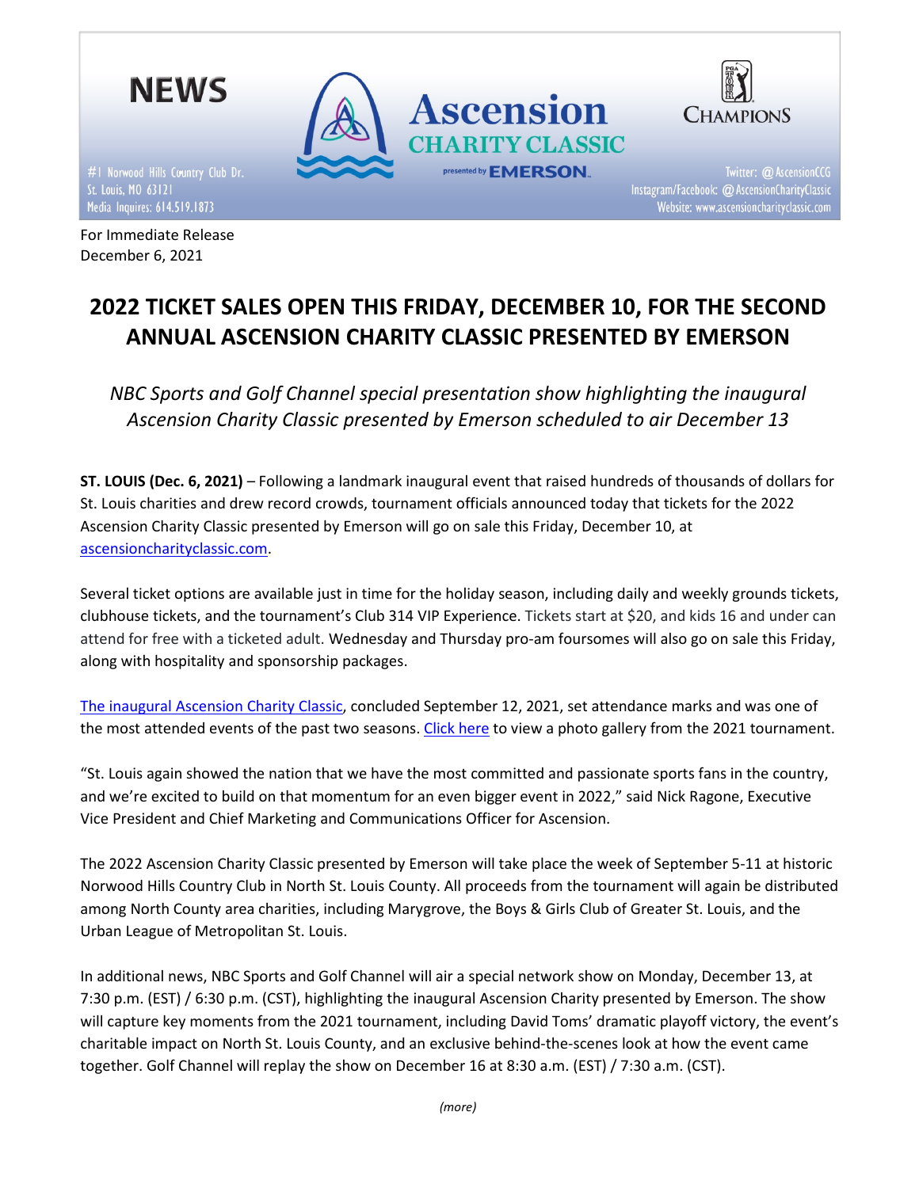NEWS

#1 Norwood Hills Country Club Dr.
St. Louis, MO 63121
Media Inquires: 614.519.1873

Ascension CHARITY CLASSIC presented by EMERSON

CHAMPIONS

Twitter: @AscensionCCG
Instagram/Facebook: @AscensionCharityClassic
Website: www.ascensioncharityclassic.com

For Immediate Release
December 6, 2021

# 2022 TICKET SALES OPEN THIS FRIDAY, DECEMBER 10, FOR THE SECOND ANNUAL ASCENSION CHARITY CLASSIC PRESENTED BY EMERSON

*NBC Sports and Golf Channel special presentation show highlighting the inaugural Ascension Charity Classic presented by Emerson scheduled to air December 13*

**ST. LOUIS (Dec. 6, 2021)** – Following a landmark inaugural event that raised hundreds of thousands of dollars for St. Louis charities and drew record crowds, tournament officials announced today that tickets for the 2022 Ascension Charity Classic presented by Emerson will go on sale this Friday, December 10, at [ascensioncharityclassic.com](ascensioncharityclassic.com).

Several ticket options are available just in time for the holiday season, including daily and weekly grounds tickets, clubhouse tickets, and the tournament's Club 314 VIP Experience. Tickets start at $20, and kids 16 and under can attend for free with a ticketed adult. Wednesday and Thursday pro-am foursomes will also go on sale this Friday, along with hospitality and sponsorship packages.

[The inaugural Ascension Charity Classic](), concluded September 12, 2021, set attendance marks and was one of the most attended events of the past two seasons. [Click here]() to view a photo gallery from the 2021 tournament.

"St. Louis again showed the nation that we have the most committed and passionate sports fans in the country, and we're excited to build on that momentum for an even bigger event in 2022," said Nick Ragone, Executive Vice President and Chief Marketing and Communications Officer for Ascension.

The 2022 Ascension Charity Classic presented by Emerson will take place the week of September 5-11 at historic Norwood Hills Country Club in North St. Louis County. All proceeds from the tournament will again be distributed among North County area charities, including Marygrove, the Boys & Girls Club of Greater St. Louis, and the Urban League of Metropolitan St. Louis.

In additional news, NBC Sports and Golf Channel will air a special network show on Monday, December 13, at 7:30 p.m. (EST) / 6:30 p.m. (CST), highlighting the inaugural Ascension Charity presented by Emerson. The show will capture key moments from the 2021 tournament, including David Toms' dramatic playoff victory, the event's charitable impact on North St. Louis County, and an exclusive behind-the-scenes look at how the event came together. Golf Channel will replay the show on December 16 at 8:30 a.m. (EST) / 7:30 a.m. (CST).

*(more)*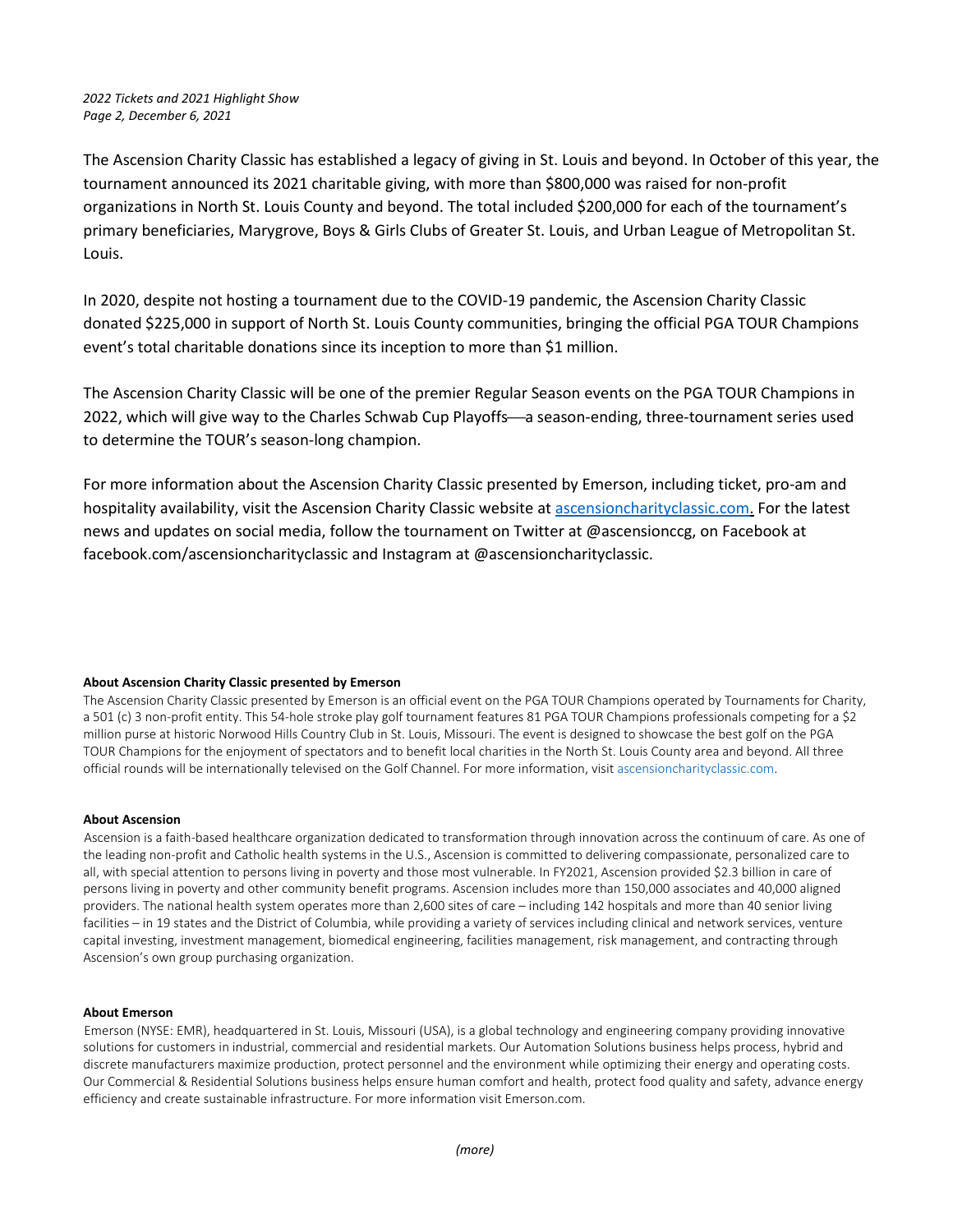The Ascension Charity Classic has established a legacy of giving in St. Louis and beyond. In October of this year, the tournament announced its 2021 charitable giving, with more than $800,000 was raised for non-profit organizations in North St. Louis County and beyond. The total included $200,000 for each of the tournament's primary beneficiaries, Marygrove, Boys & Girls Clubs of Greater St. Louis, and Urban League of Metropolitan St. Louis.

In 2020, despite not hosting a tournament due to the COVID-19 pandemic, the Ascension Charity Classic donated $225,000 in support of North St. Louis County communities, bringing the official PGA TOUR Champions event's total charitable donations since its inception to more than $1 million.

The Ascension Charity Classic will be one of the premier Regular Season events on the PGA TOUR Champions in 2022, which will give way to the Charles Schwab Cup Playoffs—a season-ending, three-tournament series used to determine the TOUR's season-long champion.

For more information about the Ascension Charity Classic presented by Emerson, including ticket, pro-am and hospitality availability, visit the Ascension Charity Classic website at ascensioncharityclassic.com. For the latest news and updates on social media, follow the tournament on Twitter at @ascensionccg, on Facebook at facebook.com/ascensioncharityclassic and Instagram at @ascensioncharityclassic.

**About Ascension Charity Classic presented by Emerson**

The Ascension Charity Classic presented by Emerson is an official event on the PGA TOUR Champions operated by Tournaments for Charity, a 501 (c) 3 non-profit entity. This 54-hole stroke play golf tournament features 81 PGA TOUR Champions professionals competing for a $2 million purse at historic Norwood Hills Country Club in St. Louis, Missouri. The event is designed to showcase the best golf on the PGA TOUR Champions for the enjoyment of spectators and to benefit local charities in the North St. Louis County area and beyond. All three official rounds will be internationally televised on the Golf Channel. For more information, visit ascensioncharityclassic.com.

**About Ascension**

Ascension is a faith-based healthcare organization dedicated to transformation through innovation across the continuum of care. As one of the leading non-profit and Catholic health systems in the U.S., Ascension is committed to delivering compassionate, personalized care to all, with special attention to persons living in poverty and those most vulnerable. In FY2021, Ascension provided $2.3 billion in care of persons living in poverty and other community benefit programs. Ascension includes more than 150,000 associates and 40,000 aligned providers. The national health system operates more than 2,600 sites of care – including 142 hospitals and more than 40 senior living facilities – in 19 states and the District of Columbia, while providing a variety of services including clinical and network services, venture capital investing, investment management, biomedical engineering, facilities management, risk management, and contracting through Ascension's own group purchasing organization.

**About Emerson**

Emerson (NYSE: EMR), headquartered in St. Louis, Missouri (USA), is a global technology and engineering company providing innovative solutions for customers in industrial, commercial and residential markets. Our Automation Solutions business helps process, hybrid and discrete manufacturers maximize production, protect personnel and the environment while optimizing their energy and operating costs. Our Commercial & Residential Solutions business helps ensure human comfort and health, protect food quality and safety, advance energy efficiency and create sustainable infrastructure. For more information visit Emerson.com.

*(more)*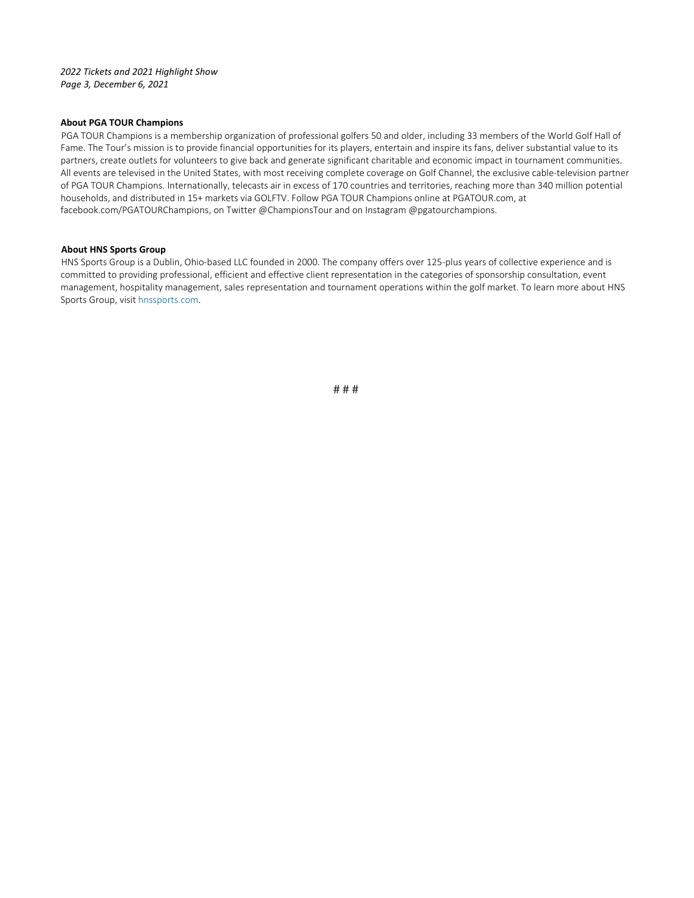**About PGA TOUR Champions**

PGA TOUR Champions is a membership organization of professional golfers 50 and older, including 33 members of the World Golf Hall of Fame. The Tour's mission is to provide financial opportunities for its players, entertain and inspire its fans, deliver substantial value to its partners, create outlets for volunteers to give back and generate significant charitable and economic impact in tournament communities. All events are televised in the United States, with most receiving complete coverage on Golf Channel, the exclusive cable-television partner of PGA TOUR Champions. Internationally, telecasts air in excess of 170 countries and territories, reaching more than 340 million potential households, and distributed in 15+ markets via GOLFTV. Follow PGA TOUR Champions online at PGATOUR.com, at facebook.com/PGATOURChampions, on Twitter @ChampionsTour and on Instagram @pgatourchampions.

**About HNS Sports Group**

HNS Sports Group is a Dublin, Ohio-based LLC founded in 2000. The company offers over 125-plus years of collective experience and is committed to providing professional, efficient and effective client representation in the categories of sponsorship consultation, event management, hospitality management, sales representation and tournament operations within the golf market. To learn more about HNS Sports Group, visit hnssports.com.

# # #